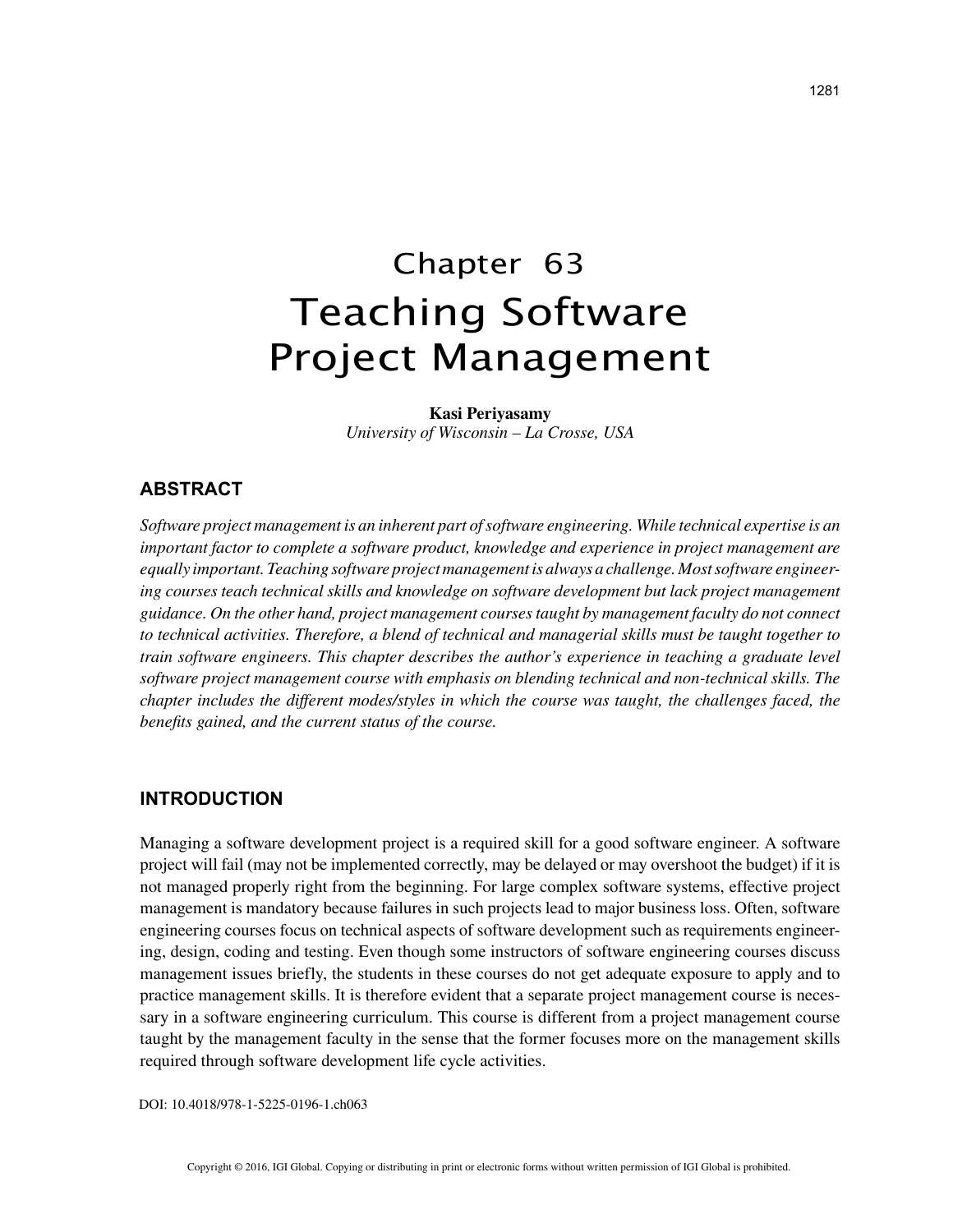# Chapter 63
# Teaching Software Project Management

**Kasi Periyasamy**
*University of Wisconsin – La Crosse, USA*

## ABSTRACT

*Software project management is an inherent part of software engineering. While technical expertise is an important factor to complete a software product, knowledge and experience in project management are equally important. Teaching software project management is always a challenge. Most software engineering courses teach technical skills and knowledge on software development but lack project management guidance. On the other hand, project management courses taught by management faculty do not connect to technical activities. Therefore, a blend of technical and managerial skills must be taught together to train software engineers. This chapter describes the author's experience in teaching a graduate level software project management course with emphasis on blending technical and non-technical skills. The chapter includes the different modes/styles in which the course was taught, the challenges faced, the benefits gained, and the current status of the course.*

## INTRODUCTION

Managing a software development project is a required skill for a good software engineer. A software project will fail (may not be implemented correctly, may be delayed or may overshoot the budget) if it is not managed properly right from the beginning. For large complex software systems, effective project management is mandatory because failures in such projects lead to major business loss. Often, software engineering courses focus on technical aspects of software development such as requirements engineering, design, coding and testing. Even though some instructors of software engineering courses discuss management issues briefly, the students in these courses do not get adequate exposure to apply and to practice management skills. It is therefore evident that a separate project management course is necessary in a software engineering curriculum. This course is different from a project management course taught by the management faculty in the sense that the former focuses more on the management skills required through software development life cycle activities.

DOI: 10.4018/978-1-5225-0196-1.ch063

Copyright © 2016, IGI Global. Copying or distributing in print or electronic forms without written permission of IGI Global is prohibited.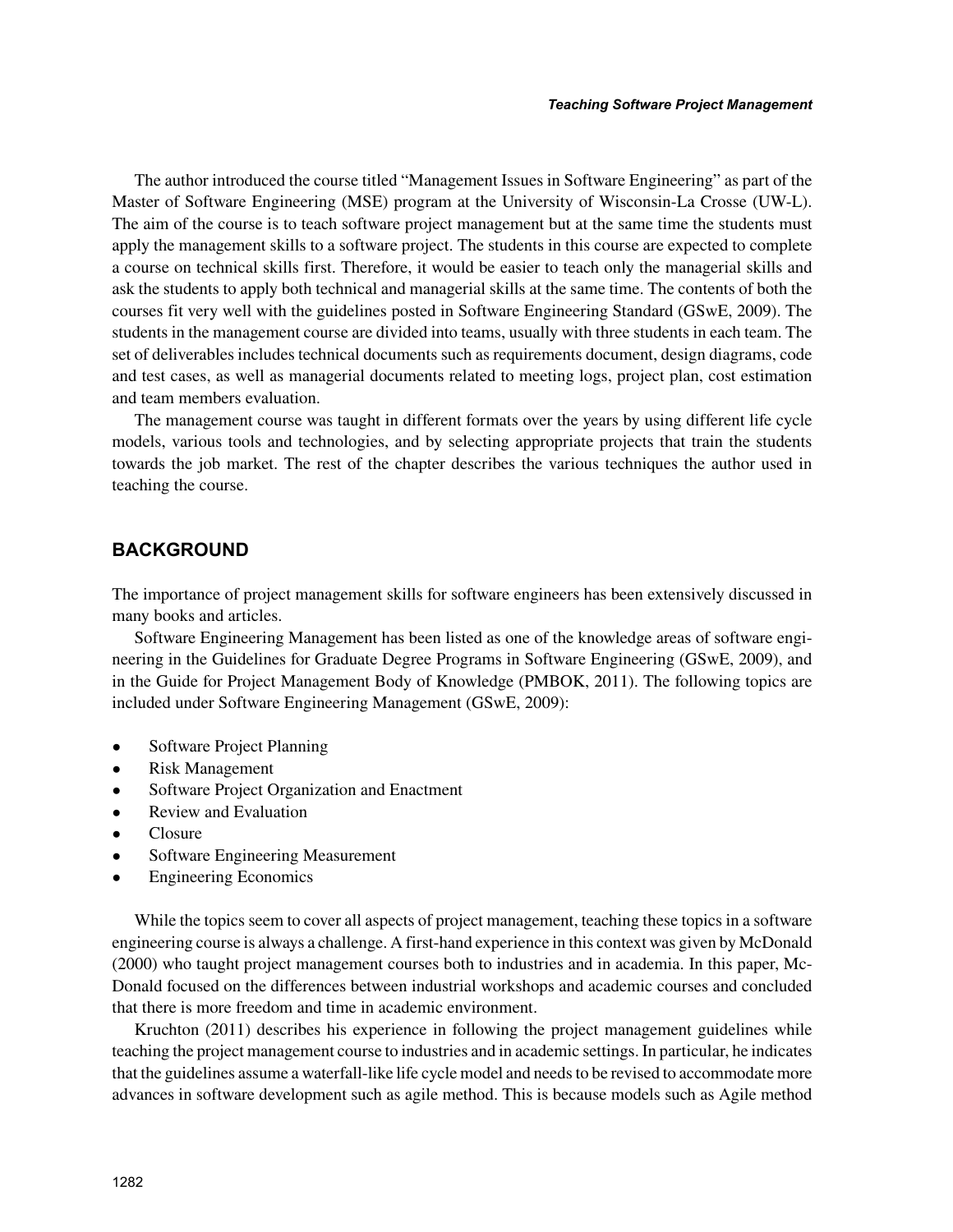The author introduced the course titled "Management Issues in Software Engineering" as part of the Master of Software Engineering (MSE) program at the University of Wisconsin-La Crosse (UW-L). The aim of the course is to teach software project management but at the same time the students must apply the management skills to a software project. The students in this course are expected to complete a course on technical skills first. Therefore, it would be easier to teach only the managerial skills and ask the students to apply both technical and managerial skills at the same time. The contents of both the courses fit very well with the guidelines posted in Software Engineering Standard (GSwE, 2009). The students in the management course are divided into teams, usually with three students in each team. The set of deliverables includes technical documents such as requirements document, design diagrams, code and test cases, as well as managerial documents related to meeting logs, project plan, cost estimation and team members evaluation.

The management course was taught in different formats over the years by using different life cycle models, various tools and technologies, and by selecting appropriate projects that train the students towards the job market. The rest of the chapter describes the various techniques the author used in teaching the course.

## BACKGROUND

The importance of project management skills for software engineers has been extensively discussed in many books and articles.

Software Engineering Management has been listed as one of the knowledge areas of software engineering in the Guidelines for Graduate Degree Programs in Software Engineering (GSwE, 2009), and in the Guide for Project Management Body of Knowledge (PMBOK, 2011). The following topics are included under Software Engineering Management (GSwE, 2009):

- Software Project Planning
- Risk Management
- Software Project Organization and Enactment
- Review and Evaluation
- Closure
- Software Engineering Measurement
- Engineering Economics

While the topics seem to cover all aspects of project management, teaching these topics in a software engineering course is always a challenge. A first-hand experience in this context was given by McDonald (2000) who taught project management courses both to industries and in academia. In this paper, McDonald focused on the differences between industrial workshops and academic courses and concluded that there is more freedom and time in academic environment.

Kruchton (2011) describes his experience in following the project management guidelines while teaching the project management course to industries and in academic settings. In particular, he indicates that the guidelines assume a waterfall-like life cycle model and needs to be revised to accommodate more advances in software development such as agile method. This is because models such as Agile method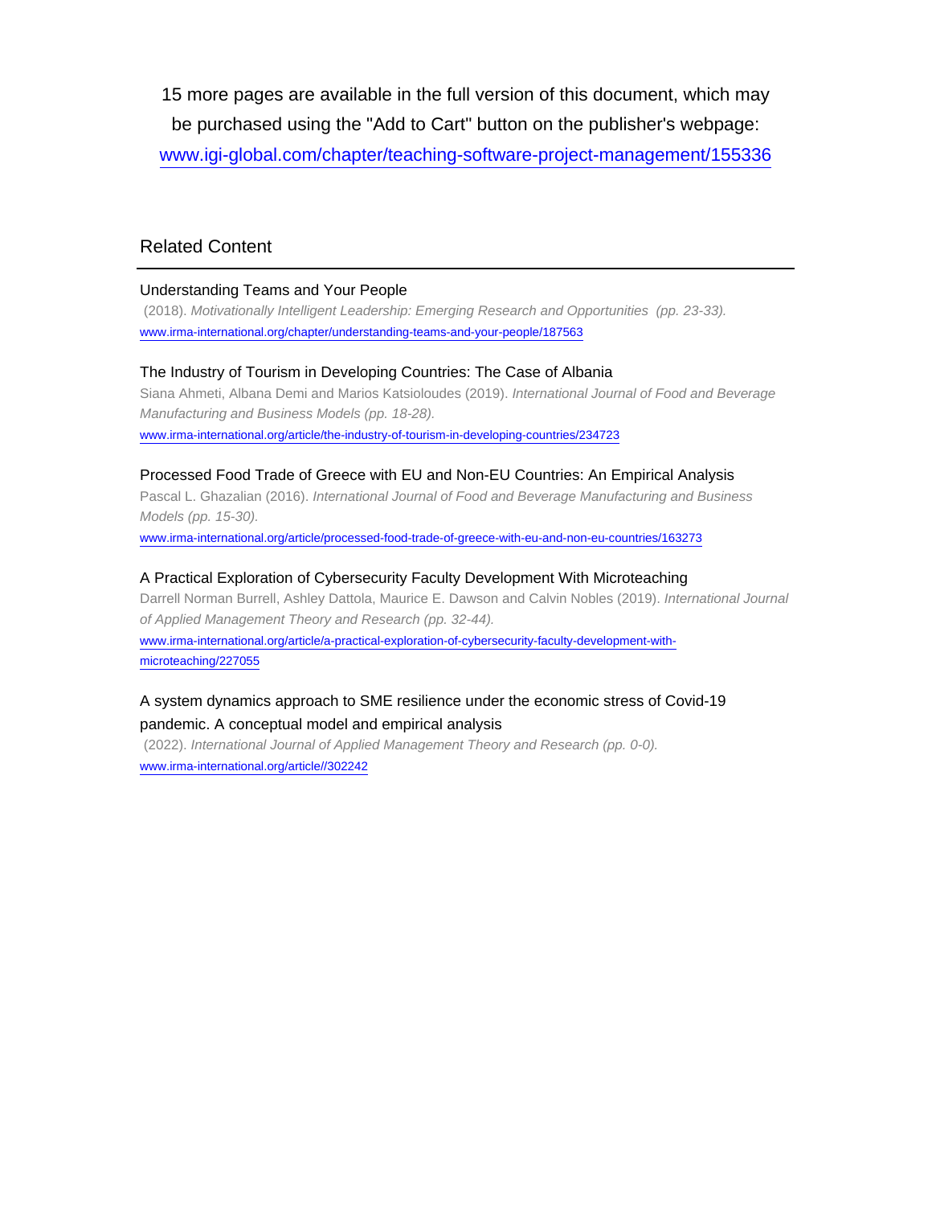15 more pages are available in the full version of this document, which may be purchased using the "Add to Cart" button on the publisher's webpage: www.igi-global.com/chapter/teaching-software-project-management/155336

## Related Content

Understanding Teams and Your People
(2018). *Motivationally Intelligent Leadership: Emerging Research and Opportunities (pp. 23-33).*
www.irma-international.org/chapter/understanding-teams-and-your-people/187563

The Industry of Tourism in Developing Countries: The Case of Albania
Siana Ahmeti, Albana Demi and Marios Katsioloudes (2019). *International Journal of Food and Beverage Manufacturing and Business Models (pp. 18-28).*
www.irma-international.org/article/the-industry-of-tourism-in-developing-countries/234723

Processed Food Trade of Greece with EU and Non-EU Countries: An Empirical Analysis
Pascal L. Ghazalian (2016). *International Journal of Food and Beverage Manufacturing and Business Models (pp. 15-30).*
www.irma-international.org/article/processed-food-trade-of-greece-with-eu-and-non-eu-countries/163273

A Practical Exploration of Cybersecurity Faculty Development With Microteaching
Darrell Norman Burrell, Ashley Dattola, Maurice E. Dawson and Calvin Nobles (2019). *International Journal of Applied Management Theory and Research (pp. 32-44).*
www.irma-international.org/article/a-practical-exploration-of-cybersecurity-faculty-development-with-microteaching/227055

A system dynamics approach to SME resilience under the economic stress of Covid-19 pandemic. A conceptual model and empirical analysis
(2022). *International Journal of Applied Management Theory and Research (pp. 0-0).*
www.irma-international.org/article//302242